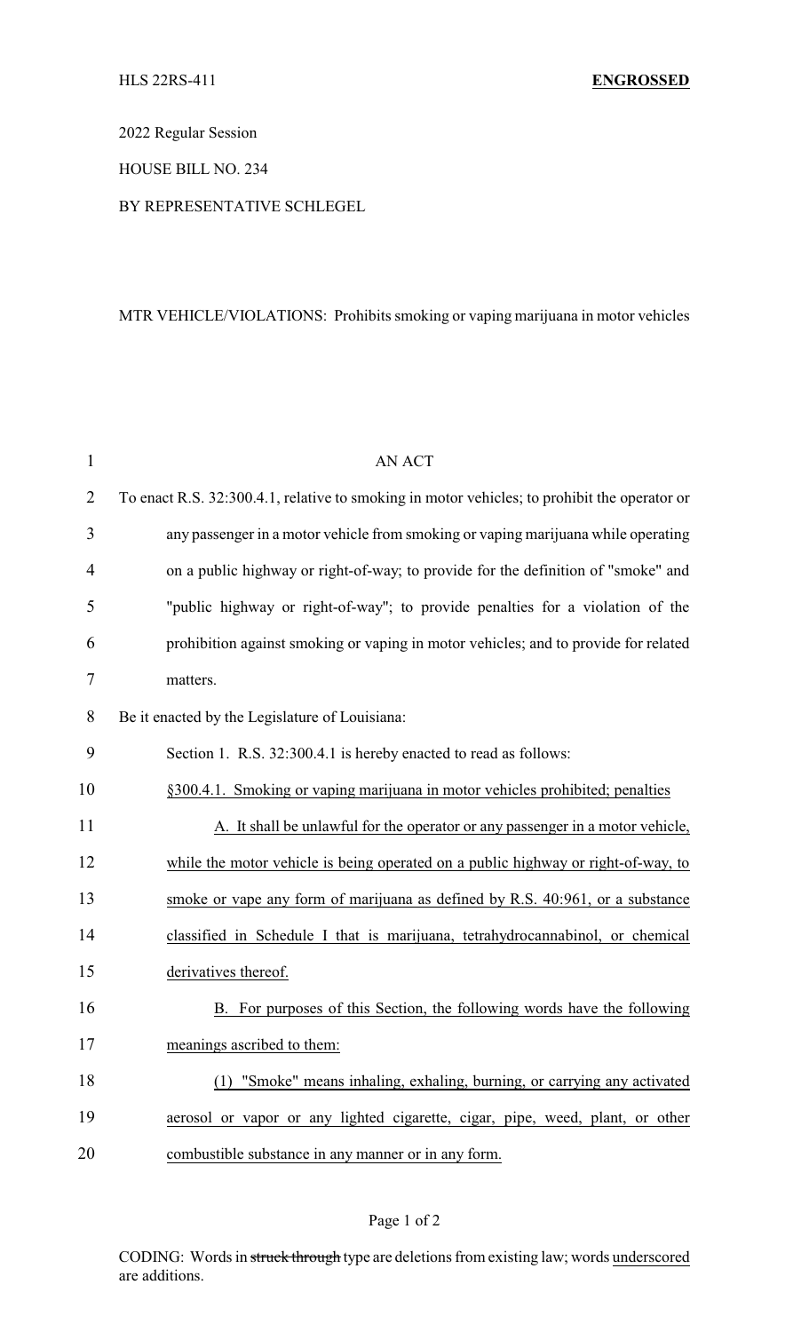HLS 22RS-411 **ENGROSSED**

2022 Regular Session

HOUSE BILL NO. 234

BY REPRESENTATIVE SCHLEGEL

MTR VEHICLE/VIOLATIONS: Prohibits smoking or vaping marijuana in motor vehicles

AN ACT

To enact R.S. 32:300.4.1, relative to smoking in motor vehicles; to prohibit the operator or any passenger in a motor vehicle from smoking or vaping marijuana while operating on a public highway or right-of-way; to provide for the definition of "smoke" and "public highway or right-of-way"; to provide penalties for a violation of the prohibition against smoking or vaping in motor vehicles; and to provide for related matters.

Be it enacted by the Legislature of Louisiana:

Section 1. R.S. 32:300.4.1 is hereby enacted to read as follows:

§300.4.1. Smoking or vaping marijuana in motor vehicles prohibited; penalties

A. It shall be unlawful for the operator or any passenger in a motor vehicle, while the motor vehicle is being operated on a public highway or right-of-way, to smoke or vape any form of marijuana as defined by R.S. 40:961, or a substance classified in Schedule I that is marijuana, tetrahydrocannabinol, or chemical derivatives thereof.

B. For purposes of this Section, the following words have the following meanings ascribed to them:

(1) "Smoke" means inhaling, exhaling, burning, or carrying any activated aerosol or vapor or any lighted cigarette, cigar, pipe, weed, plant, or other combustible substance in any manner or in any form.

CODING: Words in ~~struck through~~ type are deletions from existing law; words underscored are additions.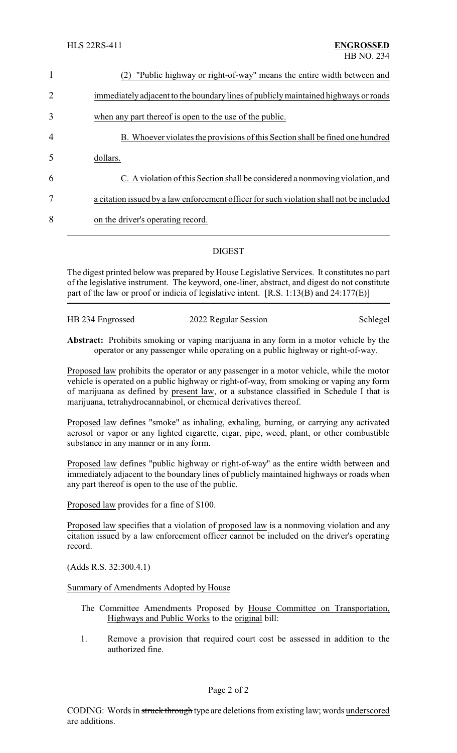1 (2) "Public highway or right-of-way" means the entire width between and
2 immediately adjacent to the boundary lines of publicly maintained highways or roads
3 when any part thereof is open to the use of the public.
4 B. Whoever violates the provisions of this Section shall be fined one hundred
5 dollars.
6 C. A violation of this Section shall be considered a nonmoving violation, and
7 a citation issued by a law enforcement officer for such violation shall not be included
8 on the driver's operating record.

## DIGEST

The digest printed below was prepared by House Legislative Services. It constitutes no part of the legislative instrument. The keyword, one-liner, abstract, and digest do not constitute part of the law or proof or indicia of legislative intent. [R.S. 1:13(B) and 24:177(E)]

| HB 234 Engrossed | 2022 Regular Session | Schlegel |
|---|---|---|

**Abstract:** Prohibits smoking or vaping marijuana in any form in a motor vehicle by the operator or any passenger while operating on a public highway or right-of-way.

Proposed law prohibits the operator or any passenger in a motor vehicle, while the motor vehicle is operated on a public highway or right-of-way, from smoking or vaping any form of marijuana as defined by present law, or a substance classified in Schedule I that is marijuana, tetrahydrocannabinol, or chemical derivatives thereof.

Proposed law defines "smoke" as inhaling, exhaling, burning, or carrying any activated aerosol or vapor or any lighted cigarette, cigar, pipe, weed, plant, or other combustible substance in any manner or in any form.

Proposed law defines "public highway or right-of-way" as the entire width between and immediately adjacent to the boundary lines of publicly maintained highways or roads when any part thereof is open to the use of the public.

Proposed law provides for a fine of $100.

Proposed law specifies that a violation of proposed law is a nonmoving violation and any citation issued by a law enforcement officer cannot be included on the driver's operating record.

(Adds R.S. 32:300.4.1)

Summary of Amendments Adopted by House

The Committee Amendments Proposed by House Committee on Transportation, Highways and Public Works to the original bill:

1. Remove a provision that required court cost be assessed in addition to the authorized fine.

CODING: Words in ~~struck through~~ type are deletions from existing law; words underscored are additions.